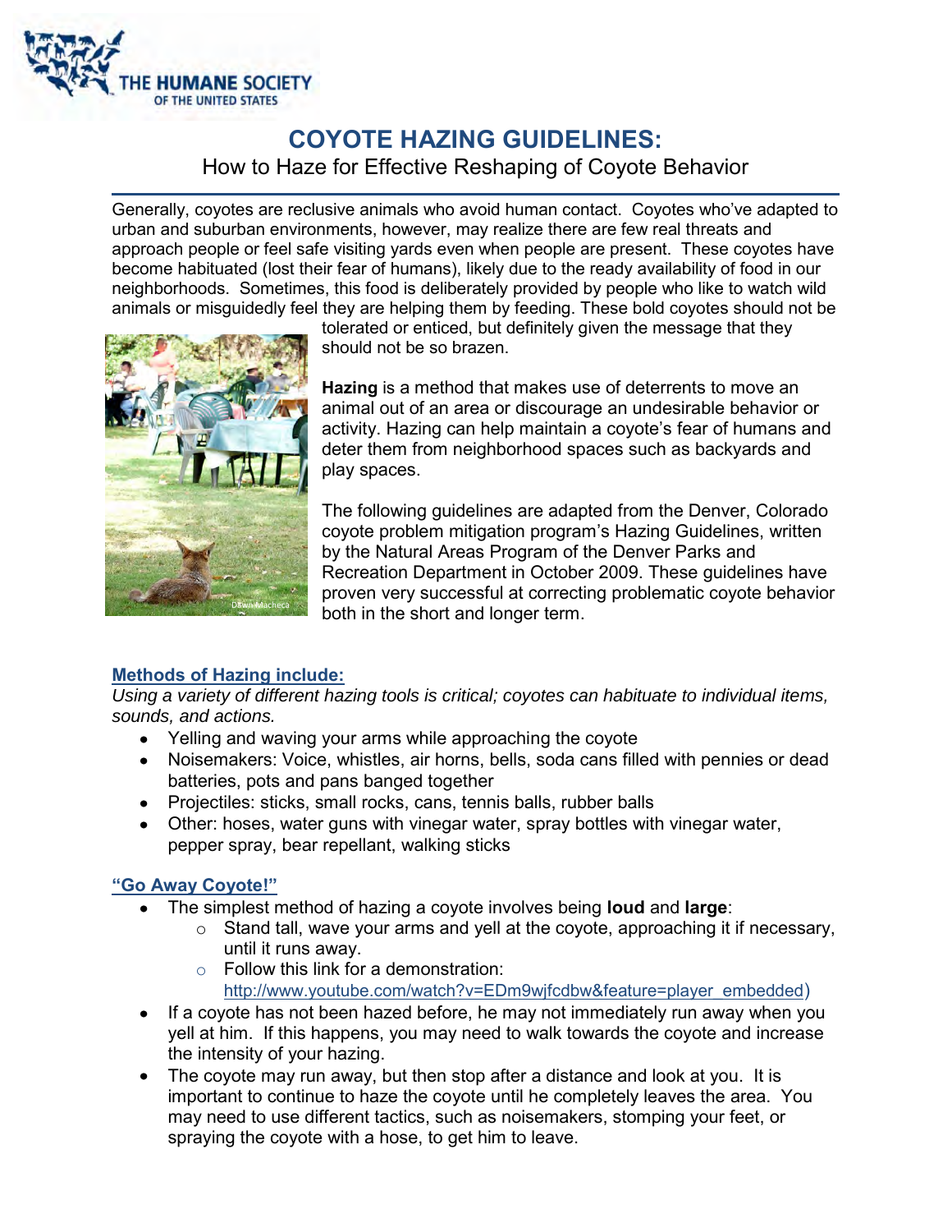THE HUMANE SOCIETY OF THE UNITED STATES

# COYOTE HAZING GUIDELINES:

## How to Haze for Effective Reshaping of Coyote Behavior

Generally, coyotes are reclusive animals who avoid human contact. Coyotes who've adapted to urban and suburban environments, however, may realize there are few real threats and approach people or feel safe visiting yards even when people are present. These coyotes have become habituated (lost their fear of humans), likely due to the ready availability of food in our neighborhoods. Sometimes, this food is deliberately provided by people who like to watch wild animals or misguidedly feel they are helping them by feeding. These bold coyotes should not be tolerated or enticed, but definitely given the message that they should not be so brazen.

**Hazing** is a method that makes use of deterrents to move an animal out of an area or discourage an undesirable behavior or activity. Hazing can help maintain a coyote's fear of humans and deter them from neighborhood spaces such as backyards and play spaces.

The following guidelines are adapted from the Denver, Colorado coyote problem mitigation program's Hazing Guidelines, written by the Natural Areas Program of the Denver Parks and Recreation Department in October 2009. These guidelines have proven very successful at correcting problematic coyote behavior both in the short and longer term.

### Methods of Hazing include:

*Using a variety of different hazing tools is critical; coyotes can habituate to individual items, sounds, and actions.*

- Yelling and waving your arms while approaching the coyote
- Noisemakers: Voice, whistles, air horns, bells, soda cans filled with pennies or dead batteries, pots and pans banged together
- Projectiles: sticks, small rocks, cans, tennis balls, rubber balls
- Other: hoses, water guns with vinegar water, spray bottles with vinegar water, pepper spray, bear repellant, walking sticks

### "Go Away Coyote!"

- The simplest method of hazing a coyote involves being **loud** and **large**:
  - Stand tall, wave your arms and yell at the coyote, approaching it if necessary, until it runs away.
  - Follow this link for a demonstration: http://www.youtube.com/watch?v=EDm9wjfcdbw&feature=player_embedded)
- If a coyote has not been hazed before, he may not immediately run away when you yell at him. If this happens, you may need to walk towards the coyote and increase the intensity of your hazing.
- The coyote may run away, but then stop after a distance and look at you. It is important to continue to haze the coyote until he completely leaves the area. You may need to use different tactics, such as noisemakers, stomping your feet, or spraying the coyote with a hose, to get him to leave.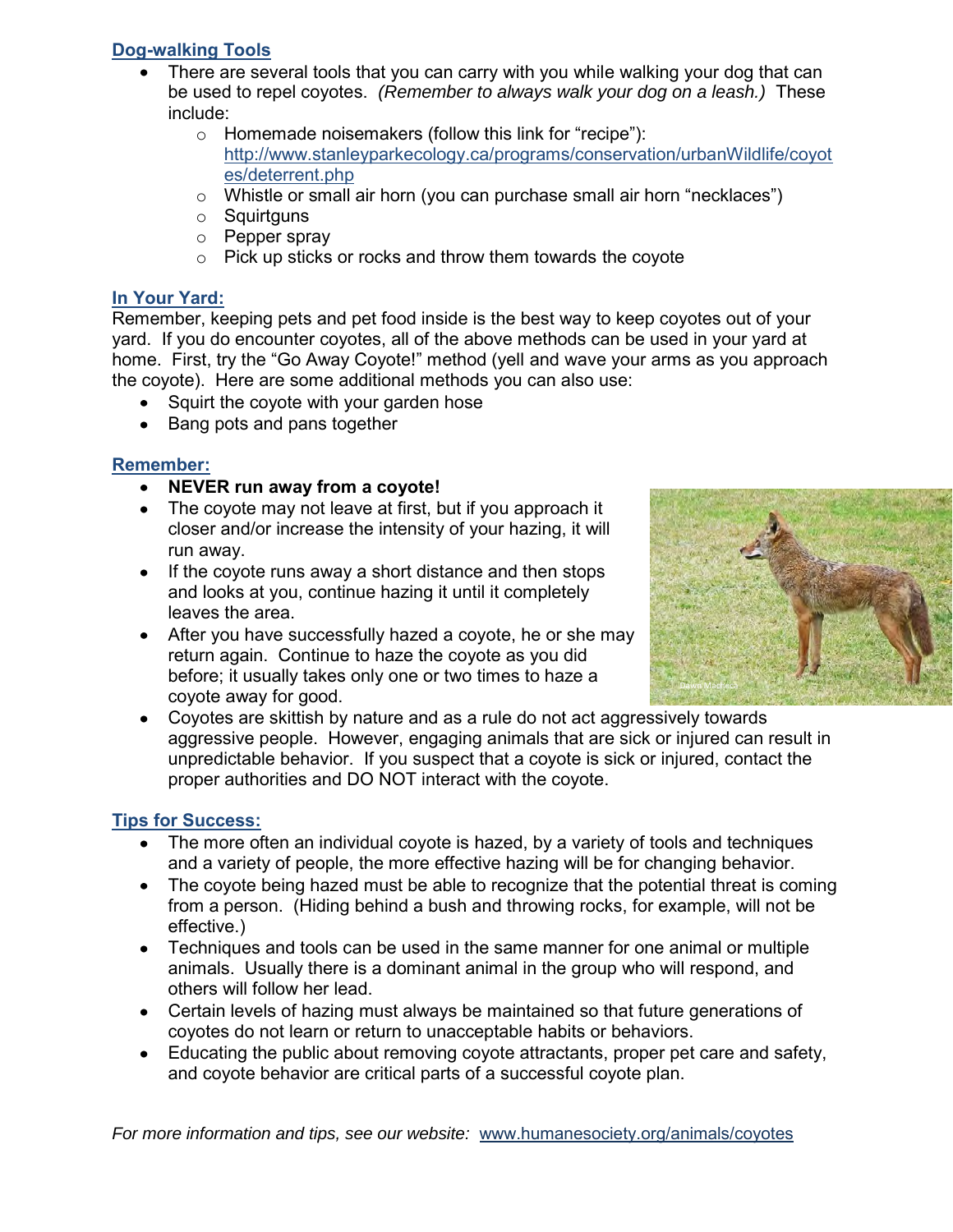## Dog-walking Tools

- There are several tools that you can carry with you while walking your dog that can be used to repel coyotes. *(Remember to always walk your dog on a leash.)* These include:
  - Homemade noisemakers (follow this link for "recipe"): [http://www.stanleyparkecology.ca/programs/conservation/urbanWildlife/coyotes/deterrent.php](http://www.stanleyparkecology.ca/programs/conservation/urbanWildlife/coyotes/deterrent.php)
  - Whistle or small air horn (you can purchase small air horn "necklaces")
  - Squirtguns
  - Pepper spray
  - Pick up sticks or rocks and throw them towards the coyote

## In Your Yard:

Remember, keeping pets and pet food inside is the best way to keep coyotes out of your yard. If you do encounter coyotes, all of the above methods can be used in your yard at home. First, try the "Go Away Coyote!" method (yell and wave your arms as you approach the coyote). Here are some additional methods you can also use:

- Squirt the coyote with your garden hose
- Bang pots and pans together

## Remember:

- **NEVER run away from a coyote!**
- The coyote may not leave at first, but if you approach it closer and/or increase the intensity of your hazing, it will run away.
- If the coyote runs away a short distance and then stops and looks at you, continue hazing it until it completely leaves the area.
- After you have successfully hazed a coyote, he or she may return again. Continue to haze the coyote as you did before; it usually takes only one or two times to haze a coyote away for good.
- Coyotes are skittish by nature and as a rule do not act aggressively towards aggressive people. However, engaging animals that are sick or injured can result in unpredictable behavior. If you suspect that a coyote is sick or injured, contact the proper authorities and DO NOT interact with the coyote.

## Tips for Success:

- The more often an individual coyote is hazed, by a variety of tools and techniques and a variety of people, the more effective hazing will be for changing behavior.
- The coyote being hazed must be able to recognize that the potential threat is coming from a person. (Hiding behind a bush and throwing rocks, for example, will not be effective.)
- Techniques and tools can be used in the same manner for one animal or multiple animals. Usually there is a dominant animal in the group who will respond, and others will follow her lead.
- Certain levels of hazing must always be maintained so that future generations of coyotes do not learn or return to unacceptable habits or behaviors.
- Educating the public about removing coyote attractants, proper pet care and safety, and coyote behavior are critical parts of a successful coyote plan.

*For more information and tips, see our website:* [www.humanesociety.org/animals/coyotes](www.humanesociety.org/animals/coyotes)